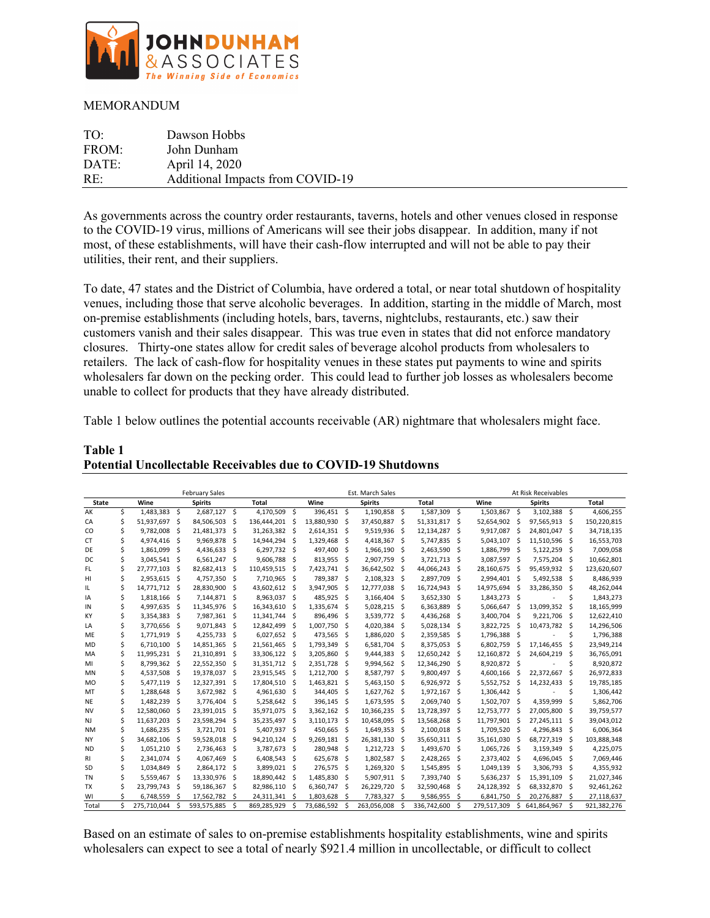JOHNDUNHAM & ASSOCIATES
*The Winning Side of Economics*

MEMORANDUM

| | |
|---|---|
| TO: | Dawson Hobbs |
| FROM: | John Dunham |
| DATE: | April 14, 2020 |
| RE: | Additional Impacts from COVID-19 |

As governments across the country order restaurants, taverns, hotels and other venues closed in response to the COVID-19 virus, millions of Americans will see their jobs disappear. In addition, many if not most, of these establishments, will have their cash-flow interrupted and will not be able to pay their utilities, their rent, and their suppliers.

To date, 47 states and the District of Columbia, have ordered a total, or near total shutdown of hospitality venues, including those that serve alcoholic beverages. In addition, starting in the middle of March, most on-premise establishments (including hotels, bars, taverns, nightclubs, restaurants, etc.) saw their customers vanish and their sales disappear. This was true even in states that did not enforce mandatory closures. Thirty-one states allow for credit sales of beverage alcohol products from wholesalers to retailers. The lack of cash-flow for hospitality venues in these states put payments to wine and spirits wholesalers far down on the pecking order. This could lead to further job losses as wholesalers become unable to collect for products that they have already distributed.

Table 1 below outlines the potential accounts receivable (AR) nightmare that wholesalers might face.

**Table 1**
**Potential Uncollectable Receivables due to COVID-19 Shutdowns**

| | February Sales | | | Est. March Sales | | | At Risk Receivables | | |
|---|---|---|---|---|---|---|---|---|---|
| State | Wine | Spirits | Total | Wine | Spirits | Total | Wine | Spirits | Total |
| AK | $ 1,483,383 | $ 2,687,127 | $ 4,170,509 | $ 396,451 | $ 1,190,858 | $ 1,587,309 | $ 1,503,867 | $ 3,102,388 | $ 4,606,255 |
| CA | $ 51,937,697 | $ 84,506,503 | $ 136,444,201 | $ 13,880,930 | $ 37,450,887 | $ 51,331,817 | $ 52,654,902 | $ 97,565,913 | $ 150,220,815 |
| CO | $ 9,782,008 | $ 21,481,373 | $ 31,263,382 | $ 2,614,351 | $ 9,519,936 | $ 12,134,287 | $ 9,917,087 | $ 24,801,047 | $ 34,718,135 |
| CT | $ 4,974,416 | $ 9,969,878 | $ 14,944,294 | $ 1,329,468 | $ 4,418,367 | $ 5,747,835 | $ 5,043,107 | $ 11,510,596 | $ 16,553,703 |
| DE | $ 1,861,099 | $ 4,436,633 | $ 6,297,732 | $ 497,400 | $ 1,966,190 | $ 2,463,590 | $ 1,886,799 | $ 5,122,259 | $ 7,009,058 |
| DC | $ 3,045,541 | $ 6,561,247 | $ 9,606,788 | $ 813,955 | $ 2,907,759 | $ 3,721,713 | $ 3,087,597 | $ 7,575,204 | $ 10,662,801 |
| FL | $ 27,777,103 | $ 82,682,413 | $ 110,459,515 | $ 7,423,741 | $ 36,642,502 | $ 44,066,243 | $ 28,160,675 | $ 95,459,932 | $ 123,620,607 |
| HI | $ 2,953,615 | $ 4,757,350 | $ 7,710,965 | $ 789,387 | $ 2,108,323 | $ 2,897,709 | $ 2,994,401 | $ 5,492,538 | $ 8,486,939 |
| IL | $ 14,771,712 | $ 28,830,900 | $ 43,602,612 | $ 3,947,905 | $ 12,777,038 | $ 16,724,943 | $ 14,975,694 | $ 33,286,350 | $ 48,262,044 |
| IA | $ 1,818,166 | $ 7,144,871 | $ 8,963,037 | $ 485,925 | $ 3,166,404 | $ 3,652,330 | $ 1,843,273 | $ - | $ 1,843,273 |
| IN | $ 4,997,635 | $ 11,345,976 | $ 16,343,610 | $ 1,335,674 | $ 5,028,215 | $ 6,363,889 | $ 5,066,647 | $ 13,099,352 | $ 18,165,999 |
| KY | $ 3,354,383 | $ 7,987,361 | $ 11,341,744 | $ 896,496 | $ 3,539,772 | $ 4,436,268 | $ 3,400,704 | $ 9,221,706 | $ 12,622,410 |
| LA | $ 3,770,656 | $ 9,071,843 | $ 12,842,499 | $ 1,007,750 | $ 4,020,384 | $ 5,028,134 | $ 3,822,725 | $ 10,473,782 | $ 14,296,506 |
| ME | $ 1,771,919 | $ 4,255,733 | $ 6,027,652 | $ 473,565 | $ 1,886,020 | $ 2,359,585 | $ 1,796,388 | $ - | $ 1,796,388 |
| MD | $ 6,710,100 | $ 14,851,365 | $ 21,561,465 | $ 1,793,349 | $ 6,581,704 | $ 8,375,053 | $ 6,802,759 | $ 17,146,455 | $ 23,949,214 |
| MA | $ 11,995,231 | $ 21,310,891 | $ 33,306,122 | $ 3,205,860 | $ 9,444,383 | $ 12,650,242 | $ 12,160,872 | $ 24,604,219 | $ 36,765,091 |
| MI | $ 8,799,362 | $ 22,552,350 | $ 31,351,712 | $ 2,351,728 | $ 9,994,562 | $ 12,346,290 | $ 8,920,872 | $ - | $ 8,920,872 |
| MN | $ 4,537,508 | $ 19,378,037 | $ 23,915,545 | $ 1,212,700 | $ 8,587,797 | $ 9,800,497 | $ 4,600,166 | $ 22,372,667 | $ 26,972,833 |
| MO | $ 5,477,119 | $ 12,327,391 | $ 17,804,510 | $ 1,463,821 | $ 5,463,150 | $ 6,926,972 | $ 5,552,752 | $ 14,232,433 | $ 19,785,185 |
| MT | $ 1,288,648 | $ 3,672,982 | $ 4,961,630 | $ 344,405 | $ 1,627,762 | $ 1,972,167 | $ 1,306,442 | $ - | $ 1,306,442 |
| NE | $ 1,482,239 | $ 3,776,404 | $ 5,258,642 | $ 396,145 | $ 1,673,595 | $ 2,069,740 | $ 1,502,707 | $ 4,359,999 | $ 5,862,706 |
| NV | $ 12,580,060 | $ 23,391,015 | $ 35,971,075 | $ 3,362,162 | $ 10,366,235 | $ 13,728,397 | $ 12,753,777 | $ 27,005,800 | $ 39,759,577 |
| NJ | $ 11,637,203 | $ 23,598,294 | $ 35,235,497 | $ 3,110,173 | $ 10,458,095 | $ 13,568,268 | $ 11,797,901 | $ 27,245,111 | $ 39,043,012 |
| NM | $ 1,686,235 | $ 3,721,701 | $ 5,407,937 | $ 450,665 | $ 1,649,353 | $ 2,100,018 | $ 1,709,520 | $ 4,296,843 | $ 6,006,364 |
| NY | $ 34,682,106 | $ 59,528,018 | $ 94,210,124 | $ 9,269,181 | $ 26,381,130 | $ 35,650,311 | $ 35,161,030 | $ 68,727,319 | $ 103,888,348 |
| ND | $ 1,051,210 | $ 2,736,463 | $ 3,787,673 | $ 280,948 | $ 1,212,723 | $ 1,493,670 | $ 1,065,726 | $ 3,159,349 | $ 4,225,075 |
| RI | $ 2,341,074 | $ 4,067,469 | $ 6,408,543 | $ 625,678 | $ 1,802,587 | $ 2,428,265 | $ 2,373,402 | $ 4,696,045 | $ 7,069,446 |
| SD | $ 1,034,849 | $ 2,864,172 | $ 3,899,021 | $ 276,575 | $ 1,269,320 | $ 1,545,895 | $ 1,049,139 | $ 3,306,793 | $ 4,355,932 |
| TN | $ 5,559,467 | $ 13,330,976 | $ 18,890,442 | $ 1,485,830 | $ 5,907,911 | $ 7,393,740 | $ 5,636,237 | $ 15,391,109 | $ 21,027,346 |
| TX | $ 23,799,743 | $ 59,186,367 | $ 82,986,110 | $ 6,360,747 | $ 26,229,720 | $ 32,590,468 | $ 24,128,392 | $ 68,332,870 | $ 92,461,262 |
| WI | $ 6,748,559 | $ 17,562,782 | $ 24,311,341 | $ 1,803,628 | $ 7,783,327 | $ 9,586,955 | $ 6,841,750 | $ 20,276,887 | $ 27,118,637 |
| Total | $ 275,710,044 | $ 593,575,885 | $ 869,285,929 | $ 73,686,592 | $ 263,056,008 | $ 336,742,600 | $ 279,517,309 | $ 641,864,967 | $ 921,382,276 |

Based on an estimate of sales to on-premise establishments hospitality establishments, wine and spirits wholesalers can expect to see a total of nearly $921.4 million in uncollectable, or difficult to collect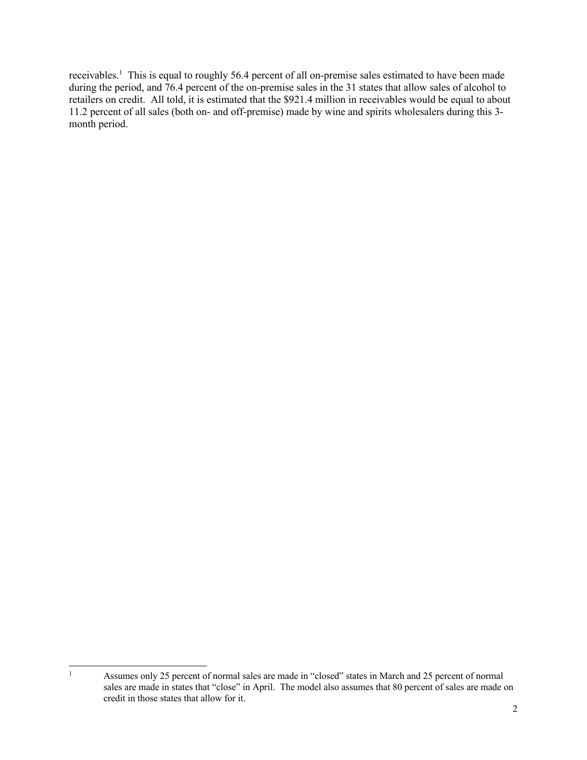receivables.[1] This is equal to roughly 56.4 percent of all on-premise sales estimated to have been made during the period, and 76.4 percent of the on-premise sales in the 31 states that allow sales of alcohol to retailers on credit. All told, it is estimated that the $921.4 million in receivables would be equal to about 11.2 percent of all sales (both on- and off-premise) made by wine and spirits wholesalers during this 3-month period.

---

[1] Assumes only 25 percent of normal sales are made in "closed" states in March and 25 percent of normal sales are made in states that "close" in April. The model also assumes that 80 percent of sales are made on credit in those states that allow for it.